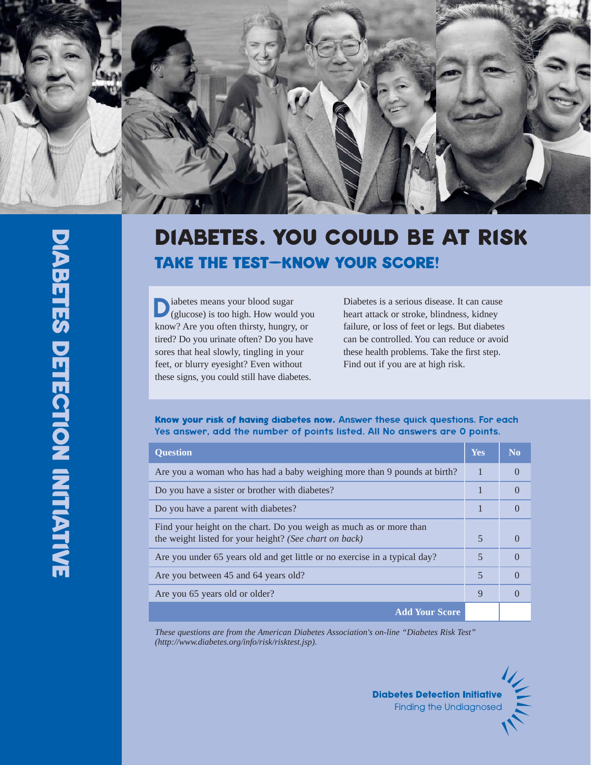DIABETES DETECTION INITIATIVE

# DIABETES. YOU COULD BE AT RISK

## TAKE THE TEST—KNOW YOUR SCORE!

Diabetes means your blood sugar (glucose) is too high. How would you know? Are you often thirsty, hungry, or tired? Do you urinate often? Do you have sores that heal slowly, tingling in your feet, or blurry eyesight? Even without these signs, you could still have diabetes.

Diabetes is a serious disease. It can cause heart attack or stroke, blindness, kidney failure, or loss of feet or legs. But diabetes can be controlled. You can reduce or avoid these health problems. Take the first step. Find out if you are at high risk.

**Know your risk of having diabetes now.** Answer these quick questions. For each Yes answer, add the number of points listed. All No answers are 0 points.

| Question | Yes | No |
|---|---|---|
| Are you a woman who has had a baby weighing more than 9 pounds at birth? | 1 | 0 |
| Do you have a sister or brother with diabetes? | 1 | 0 |
| Do you have a parent with diabetes? | 1 | 0 |
| Find your height on the chart. Do you weigh as much as or more than the weight listed for your height? *(See chart on back)* | 5 | 0 |
| Are you under 65 years old and get little or no exercise in a typical day? | 5 | 0 |
| Are you between 45 and 64 years old? | 5 | 0 |
| Are you 65 years old or older? | 9 | 0 |
| **Add Your Score** | | |

*These questions are from the American Diabetes Association's on-line "Diabetes Risk Test" (http://www.diabetes.org/info/risk/risktest.jsp).*

**Diabetes Detection Initiative**
Finding the Undiagnosed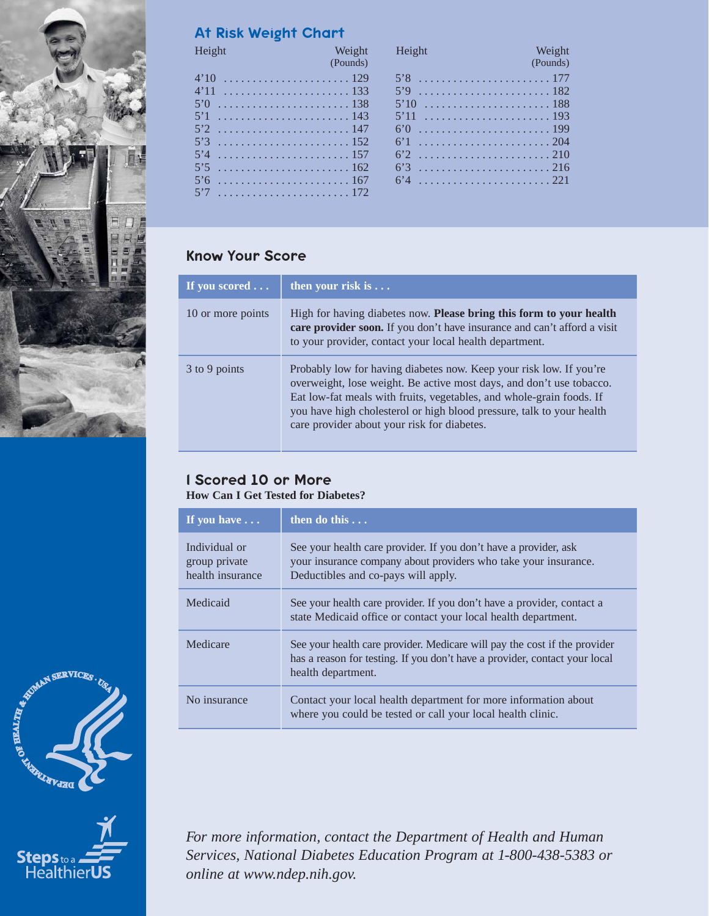## At Risk Weight Chart

| Height | Weight (Pounds) | Height | Weight (Pounds) |
|---|---|---|---|
| 4'10 | 129 | 5'8 | 177 |
| 4'11 | 133 | 5'9 | 182 |
| 5'0 | 138 | 5'10 | 188 |
| 5'1 | 143 | 5'11 | 193 |
| 5'2 | 147 | 6'0 | 199 |
| 5'3 | 152 | 6'1 | 204 |
| 5'4 | 157 | 6'2 | 210 |
| 5'5 | 162 | 6'3 | 216 |
| 5'6 | 167 | 6'4 | 221 |
| 5'7 | 172 | | |

## Know Your Score

| If you scored . . . | then your risk is . . . |
|---|---|
| 10 or more points | High for having diabetes now. **Please bring this form to your health care provider soon.** If you don't have insurance and can't afford a visit to your provider, contact your local health department. |
| 3 to 9 points | Probably low for having diabetes now. Keep your risk low. If you're overweight, lose weight. Be active most days, and don't use tobacco. Eat low-fat meals with fruits, vegetables, and whole-grain foods. If you have high cholesterol or high blood pressure, talk to your health care provider about your risk for diabetes. |

## I Scored 10 or More

**How Can I Get Tested for Diabetes?**

| If you have . . . | then do this . . . |
|---|---|
| Individual or group private health insurance | See your health care provider. If you don't have a provider, ask your insurance company about providers who take your insurance. Deductibles and co-pays will apply. |
| Medicaid | See your health care provider. If you don't have a provider, contact a state Medicaid office or contact your local health department. |
| Medicare | See your health care provider. Medicare will pay the cost if the provider has a reason for testing. If you don't have a provider, contact your local health department. |
| No insurance | Contact your local health department for more information about where you could be tested or call your local health clinic. |

*For more information, contact the Department of Health and Human Services, National Diabetes Education Program at 1-800-438-5383 or online at www.ndep.nih.gov.*

DEPARTMENT OF HEALTH & HUMAN SERVICES · USA

Steps to a HealthierUS